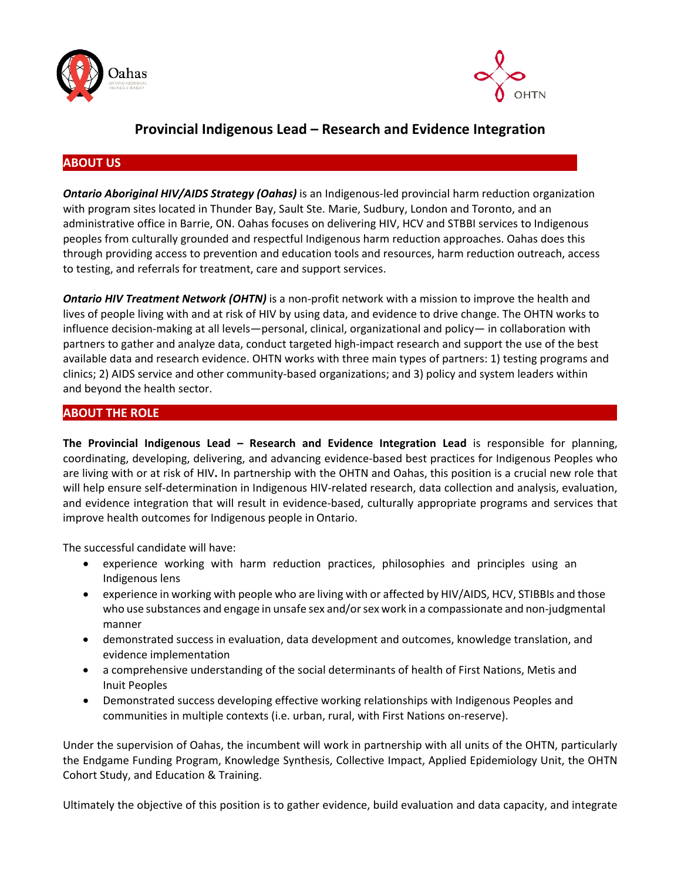# Provincial Indigenous Lead – Research and Evidence Integration

## ABOUT US

***Ontario Aboriginal HIV/AIDS Strategy (Oahas)*** is an Indigenous-led provincial harm reduction organization with program sites located in Thunder Bay, Sault Ste. Marie, Sudbury, London and Toronto, and an administrative office in Barrie, ON. Oahas focuses on delivering HIV, HCV and STBBI services to Indigenous peoples from culturally grounded and respectful Indigenous harm reduction approaches. Oahas does this through providing access to prevention and education tools and resources, harm reduction outreach, access to testing, and referrals for treatment, care and support services.

***Ontario HIV Treatment Network (OHTN)*** is a non-profit network with a mission to improve the health and lives of people living with and at risk of HIV by using data, and evidence to drive change. The OHTN works to influence decision-making at all levels—personal, clinical, organizational and policy— in collaboration with partners to gather and analyze data, conduct targeted high-impact research and support the use of the best available data and research evidence. OHTN works with three main types of partners: 1) testing programs and clinics; 2) AIDS service and other community-based organizations; and 3) policy and system leaders within and beyond the health sector.

## ABOUT THE ROLE

**The Provincial Indigenous Lead – Research and Evidence Integration Lead** is responsible for planning, coordinating, developing, delivering, and advancing evidence-based best practices for Indigenous Peoples who are living with or at risk of HIV**.** In partnership with the OHTN and Oahas, this position is a crucial new role that will help ensure self-determination in Indigenous HIV-related research, data collection and analysis, evaluation, and evidence integration that will result in evidence-based, culturally appropriate programs and services that improve health outcomes for Indigenous people in Ontario.

The successful candidate will have:

- experience working with harm reduction practices, philosophies and principles using an Indigenous lens
- experience in working with people who are living with or affected by HIV/AIDS, HCV, STIBBIs and those who use substances and engage in unsafe sex and/or sex work in a compassionate and non-judgmental manner
- demonstrated success in evaluation, data development and outcomes, knowledge translation, and evidence implementation
- a comprehensive understanding of the social determinants of health of First Nations, Metis and Inuit Peoples
- Demonstrated success developing effective working relationships with Indigenous Peoples and communities in multiple contexts (i.e. urban, rural, with First Nations on-reserve).

Under the supervision of Oahas, the incumbent will work in partnership with all units of the OHTN, particularly the Endgame Funding Program, Knowledge Synthesis, Collective Impact, Applied Epidemiology Unit, the OHTN Cohort Study, and Education & Training.

Ultimately the objective of this position is to gather evidence, build evaluation and data capacity, and integrate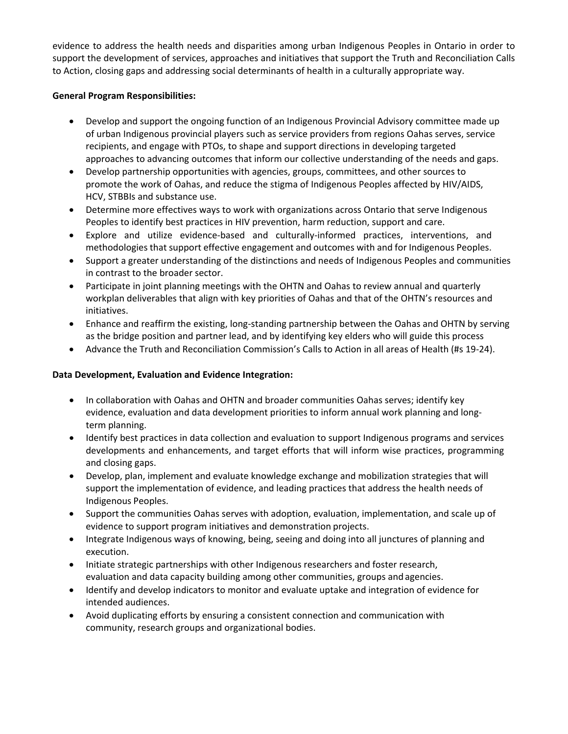evidence to address the health needs and disparities among urban Indigenous Peoples in Ontario in order to support the development of services, approaches and initiatives that support the Truth and Reconciliation Calls to Action, closing gaps and addressing social determinants of health in a culturally appropriate way.

**General Program Responsibilities:**

- Develop and support the ongoing function of an Indigenous Provincial Advisory committee made up of urban Indigenous provincial players such as service providers from regions Oahas serves, service recipients, and engage with PTOs, to shape and support directions in developing targeted approaches to advancing outcomes that inform our collective understanding of the needs and gaps.
- Develop partnership opportunities with agencies, groups, committees, and other sources to promote the work of Oahas, and reduce the stigma of Indigenous Peoples affected by HIV/AIDS, HCV, STBBIs and substance use.
- Determine more effectives ways to work with organizations across Ontario that serve Indigenous Peoples to identify best practices in HIV prevention, harm reduction, support and care.
- Explore and utilize evidence-based and culturally-informed practices, interventions, and methodologies that support effective engagement and outcomes with and for Indigenous Peoples.
- Support a greater understanding of the distinctions and needs of Indigenous Peoples and communities in contrast to the broader sector.
- Participate in joint planning meetings with the OHTN and Oahas to review annual and quarterly workplan deliverables that align with key priorities of Oahas and that of the OHTN's resources and initiatives.
- Enhance and reaffirm the existing, long-standing partnership between the Oahas and OHTN by serving as the bridge position and partner lead, and by identifying key elders who will guide this process
- Advance the Truth and Reconciliation Commission's Calls to Action in all areas of Health (#s 19-24).

**Data Development, Evaluation and Evidence Integration:**

- In collaboration with Oahas and OHTN and broader communities Oahas serves; identify key evidence, evaluation and data development priorities to inform annual work planning and long-term planning.
- Identify best practices in data collection and evaluation to support Indigenous programs and services developments and enhancements, and target efforts that will inform wise practices, programming and closing gaps.
- Develop, plan, implement and evaluate knowledge exchange and mobilization strategies that will support the implementation of evidence, and leading practices that address the health needs of Indigenous Peoples.
- Support the communities Oahas serves with adoption, evaluation, implementation, and scale up of evidence to support program initiatives and demonstration projects.
- Integrate Indigenous ways of knowing, being, seeing and doing into all junctures of planning and execution.
- Initiate strategic partnerships with other Indigenous researchers and foster research, evaluation and data capacity building among other communities, groups and agencies.
- Identify and develop indicators to monitor and evaluate uptake and integration of evidence for intended audiences.
- Avoid duplicating efforts by ensuring a consistent connection and communication with community, research groups and organizational bodies.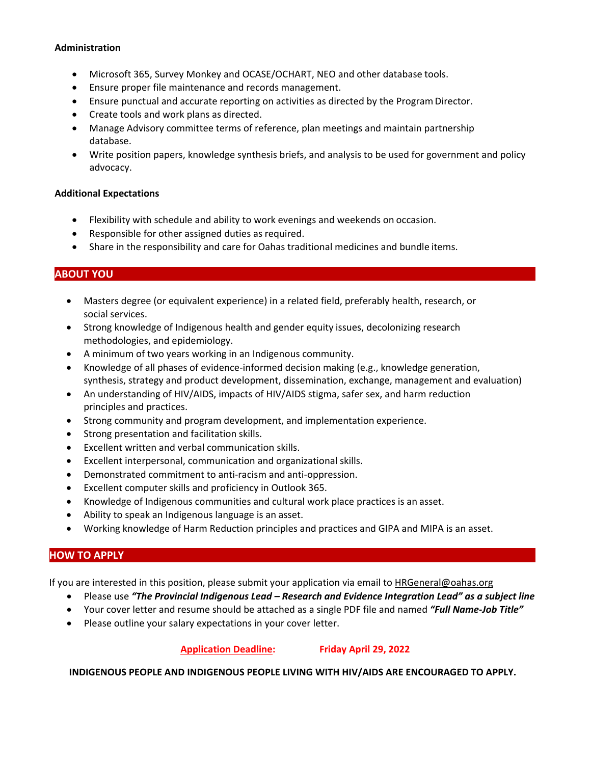**Administration**

- Microsoft 365, Survey Monkey and OCASE/OCHART, NEO and other database tools.
- Ensure proper file maintenance and records management.
- Ensure punctual and accurate reporting on activities as directed by the Program Director.
- Create tools and work plans as directed.
- Manage Advisory committee terms of reference, plan meetings and maintain partnership database.
- Write position papers, knowledge synthesis briefs, and analysis to be used for government and policy advocacy.

**Additional Expectations**

- Flexibility with schedule and ability to work evenings and weekends on occasion.
- Responsible for other assigned duties as required.
- Share in the responsibility and care for Oahas traditional medicines and bundle items.

## ABOUT YOU

- Masters degree (or equivalent experience) in a related field, preferably health, research, or social services.
- Strong knowledge of Indigenous health and gender equity issues, decolonizing research methodologies, and epidemiology.
- A minimum of two years working in an Indigenous community.
- Knowledge of all phases of evidence-informed decision making (e.g., knowledge generation, synthesis, strategy and product development, dissemination, exchange, management and evaluation)
- An understanding of HIV/AIDS, impacts of HIV/AIDS stigma, safer sex, and harm reduction principles and practices.
- Strong community and program development, and implementation experience.
- Strong presentation and facilitation skills.
- Excellent written and verbal communication skills.
- Excellent interpersonal, communication and organizational skills.
- Demonstrated commitment to anti-racism and anti-oppression.
- Excellent computer skills and proficiency in Outlook 365.
- Knowledge of Indigenous communities and cultural work place practices is an asset.
- Ability to speak an Indigenous language is an asset.
- Working knowledge of Harm Reduction principles and practices and GIPA and MIPA is an asset.

## HOW TO APPLY

If you are interested in this position, please submit your application via email to HRGeneral@oahas.org

- Please use ***"The Provincial Indigenous Lead – Research and Evidence Integration Lead" as a subject line***
- Your cover letter and resume should be attached as a single PDF file and named ***"Full Name-Job Title"***
- Please outline your salary expectations in your cover letter.

**Application Deadline:** **Friday April 29, 2022**

**INDIGENOUS PEOPLE AND INDIGENOUS PEOPLE LIVING WITH HIV/AIDS ARE ENCOURAGED TO APPLY.**